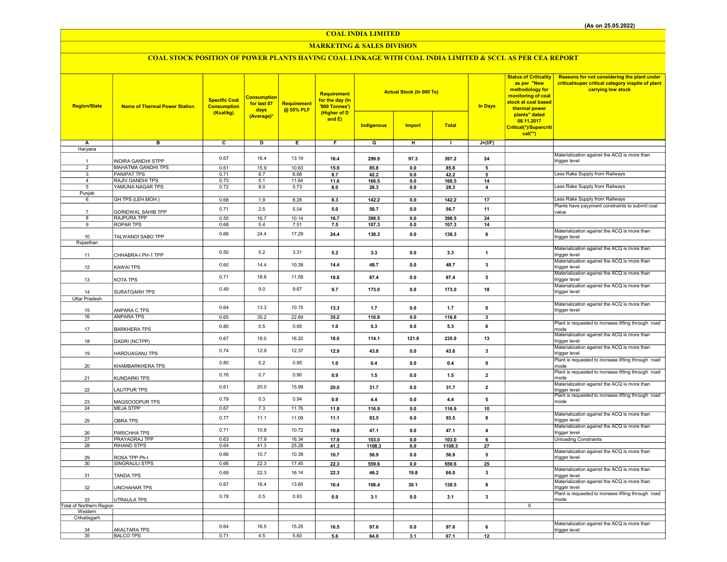(As on 25.05.2022)

# COAL INDIA LIMITED

## MARKETING & SALES DIVISION

### COAL STOCK POSITION OF POWER PLANTS HAVING COAL LINKAGE WITH COAL INDIA LIMITED & SCCL AS PER CEA REPORT

| Region/State | Name of Thermal Power Station | Specific Coal Consumption (Kcal/kg) | Consumption for last 07 days (Average)* | Requirement @ 55% PLF | Requirement for the day (In '000 Tonnes') (Higher of D and E) | Actual Stock (In 000 Te) | | | In Days | Status of Criticality as per "New methodology for monitoring of coal stock at coal based thermal power plants" dated 08.11.2017 Critical(*)/Supercritical(**) | Reasons for not considering the plant under critical/super critical category inspite of plant carrying low stock |
|---|---|---|---|---|---|---|---|---|---|---|---|
| | | | | | | Indigenous | Import | Total | | | |
| A | B | C | D | E | F | G | H | I | J=(I/F) | | |
| Haryana | | | | | | | | | | | |
| 1 | INDIRA GANDHI STPP | 0.67 | 16.4 | 13.19 | 16.4 | 299.9 | 97.3 | 397.2 | 24 | | Materialization against the ACQ is more than trigger level |
| 2 | MAHATMA GANDHI TPS | 0.61 | 15.9 | 10.63 | 15.9 | 85.8 | 0.0 | 85.8 | 5 | | |
| 3 | PANIPAT TPS | 0.71 | 8.7 | 6.68 | 8.7 | 42.2 | 0.0 | 42.2 | 5 | | Less Rake Supply from Railways |
| 4 | RAJIV GANDHI TPS | 0.73 | 5.1 | 11.64 | 11.6 | 166.5 | 0.0 | 166.5 | 14 | | |
| 5 | YAMUNA NAGAR TPS | 0.72 | 8.0 | 5.73 | 8.0 | 28.3 | 0.0 | 28.3 | 4 | | Less Rake Supply from Railways |
| Punjab | | | | | | | | | | | |
| 6 | GH TPS (LEH.MOH.) | 0.68 | 1.9 | 8.28 | 8.3 | 142.2 | 0.0 | 142.2 | 17 | | Less Rake Supply from Railways |
| 7 | GOINDWAL SAHIB TPP | 0.71 | 2.5 | 5.04 | 5.0 | 56.7 | 0.0 | 56.7 | 11 | | Plants have payyment constraints to submit coal value |
| 8 | RAJPURA TPP | 0.55 | 16.7 | 10.14 | 16.7 | 398.5 | 0.0 | 398.5 | 24 | | |
| 9 | ROPAR TPS | 0.68 | 5.4 | 7.51 | 7.5 | 107.3 | 0.0 | 107.3 | 14 | | |
| 10 | TALWANDI SABO TPP | 0.66 | 24.4 | 17.29 | 24.4 | 138.3 | 0.0 | 138.3 | 6 | | Materialization against the ACQ is more than trigger level |
| Rajasthan | | | | | | | | | | | |
| 11 | CHHABRA-I PH-1 TPP | 0.50 | 5.2 | 3.31 | 5.2 | 3.3 | 0.0 | 3.3 | 1 | | Materialization against the ACQ is more than trigger level |
| 12 | KAWAI TPS | 0.60 | 14.4 | 10.39 | 14.4 | 48.7 | 0.0 | 48.7 | 3 | | Materialization against the ACQ is more than trigger level |
| 13 | KOTA TPS | 0.71 | 18.8 | 11.59 | 18.8 | 87.4 | 0.0 | 87.4 | 5 | | Materialization against the ACQ is more than trigger level |
| 14 | SURATGARH TPS | 0.49 | 9.0 | 9.67 | 9.7 | 173.0 | 0.0 | 173.0 | 18 | | Materialization against the ACQ is more than trigger level |
| Uttar Pradesh | | | | | | | | | | | |
| 15 | ANPARA C TPS | 0.64 | 13.3 | 10.15 | 13.3 | 1.7 | 0.0 | 1.7 | 0 | | Materialization against the ACQ is more than trigger level |
| 16 | ANPARA TPS | 0.65 | 35.2 | 22.69 | 35.2 | 116.8 | 0.0 | 116.8 | 3 | | |
| 17 | BARKHERA TPS | 0.80 | 0.5 | 0.95 | 1.0 | 5.3 | 0.0 | 5.3 | 6 | | Plant is requested to increase lifting through road mode |
| 18 | DADRI (NCTPP) | 0.67 | 18.0 | 16.20 | 18.0 | 114.1 | 121.8 | 235.9 | 13 | | Materialization against the ACQ is more than trigger level |
| 19 | HARDUAGANJ TPS | 0.74 | 12.9 | 12.37 | 12.9 | 43.8 | 0.0 | 43.8 | 3 | | Materialization against the ACQ is more than trigger level |
| 20 | KHAMBARKHERA TPS | 0.80 | 0.2 | 0.95 | 1.0 | 0.4 | 0.0 | 0.4 | 0 | | Plant is requested to increase lifting through road mode |
| 21 | KUNDARKI TPS | 0.76 | 0.7 | 0.90 | 0.9 | 1.5 | 0.0 | 1.5 | 2 | | Plant is requested to increase lifting through road mode |
| 22 | LALITPUR TPS | 0.61 | 20.0 | 15.99 | 20.0 | 31.7 | 0.0 | 31.7 | 2 | | Materialization against the ACQ is more than trigger level |
| 23 | MAQSOODPUR TPS | 0.79 | 0.3 | 0.94 | 0.9 | 4.4 | 0.0 | 4.4 | 5 | | Plant is requested to increase lifting through road mode |
| 24 | MEJA STPP | 0.67 | 7.3 | 11.76 | 11.8 | 116.9 | 0.0 | 116.9 | 10 | | |
| 25 | OBRA TPS | 0.77 | 11.1 | 11.09 | 11.1 | 93.5 | 0.0 | 93.5 | 8 | | Materialization against the ACQ is more than trigger level |
| 26 | PARICHHA TPS | 0.71 | 10.8 | 10.72 | 10.8 | 47.1 | 0.0 | 47.1 | 4 | | Materialization against the ACQ is more than trigger level |
| 27 | PRAYAGRAJ TPP | 0.63 | 17.9 | 16.34 | 17.9 | 103.0 | 0.0 | 103.0 | 6 | | Unloading Constraints |
| 28 | RIHAND STPS | 0.64 | 41.3 | 25.28 | 41.3 | 1108.3 | 0.0 | 1108.3 | 27 | | |
| 29 | ROSA TPP Ph-I | 0.66 | 10.7 | 10.39 | 10.7 | 56.9 | 0.0 | 56.9 | 5 | | Materialization against the ACQ is more than trigger level |
| 30 | SINGRAULI STPS | 0.66 | 22.3 | 17.45 | 22.3 | 559.6 | 0.0 | 559.6 | 25 | | |
| 31 | TANDA TPS | 0.69 | 22.3 | 16.14 | 22.3 | 46.2 | 19.8 | 66.0 | 3 | | Materialization against the ACQ is more than trigger level |
| 32 | UNCHAHAR TPS | 0.67 | 16.4 | 13.65 | 16.4 | 108.4 | 30.1 | 138.5 | 8 | | Materialization against the ACQ is more than trigger level |
| 33 | UTRAULA TPS | 0.78 | 0.5 | 0.93 | 0.9 | 3.1 | 0.0 | 3.1 | 3 | | Plant is requested to increase lifting through road mode |
| Total of Northern Region | | | | | | | | | | 0 | |
| Western | | | | | | | | | | | |
| Chhatisgarh | | | | | | | | | | | |
| 34 | AKALTARA TPS | 0.64 | 16.5 | 15.25 | 16.5 | 97.6 | 0.0 | 97.6 | 6 | | Materialization against the ACQ is more than trigger level |
| 35 | BALCO TPS | 0.71 | 4.5 | 5.60 | 5.6 | 64.0 | 3.1 | 67.1 | 12 | | |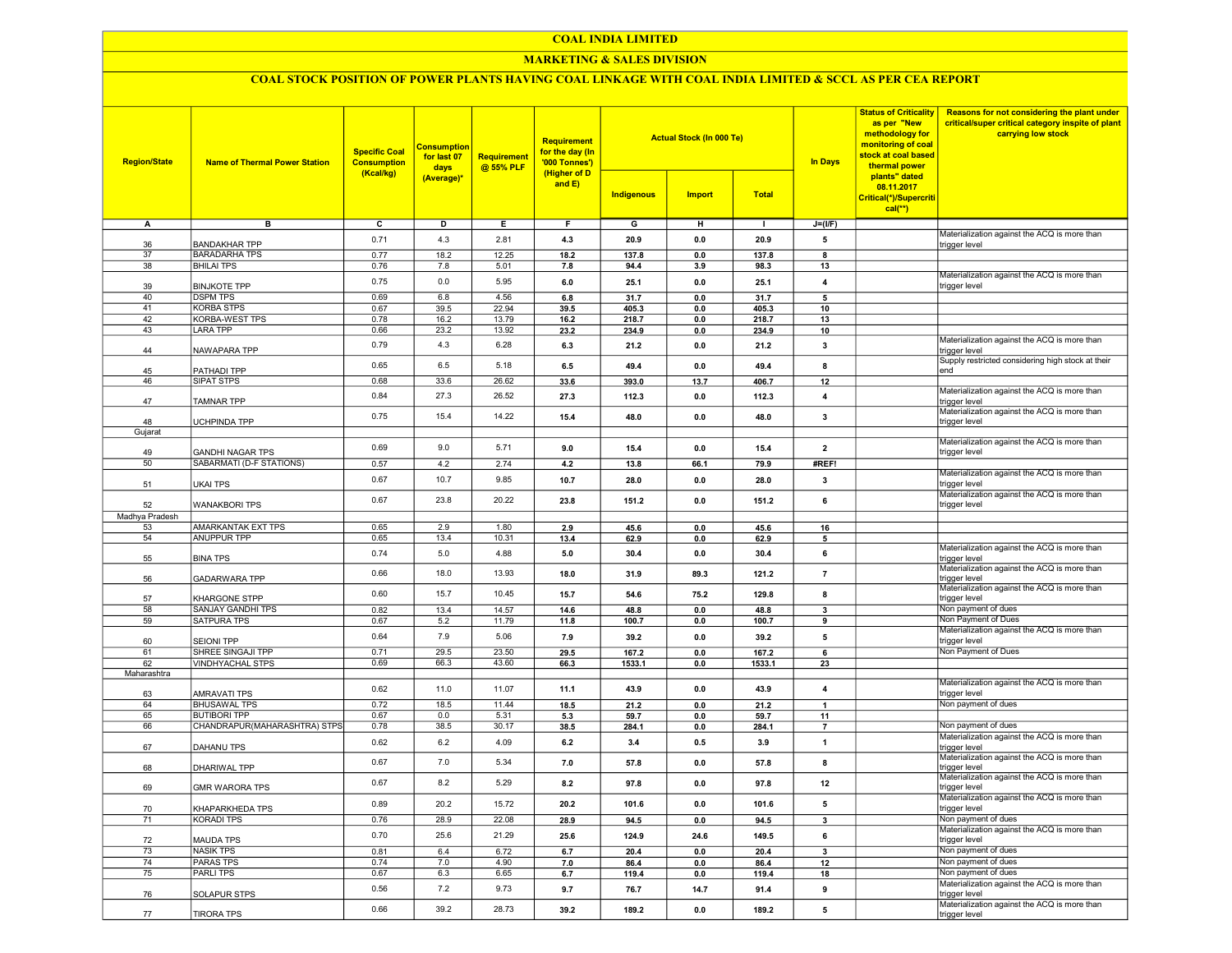# COAL INDIA LIMITED

## MARKETING & SALES DIVISION

### COAL STOCK POSITION OF POWER PLANTS HAVING COAL LINKAGE WITH COAL INDIA LIMITED & SCCL AS PER CEA REPORT

| Region/State | Name of Thermal Power Station | Specific Coal Consumption (Kcal/kg) | Consumption for last 07 days (Average)* | Requirement @ 55% PLF | Requirement for the day (In '000 Tonnes') (Higher of D and E) | Actual Stock (In 000 Te) | | | In Days | Status of Criticality as per "New methodology for monitoring of coal stock at coal based thermal power plants" dated 08.11.2017 Critical(*)/Supercritical(**) | Reasons for not considering the plant under critical/super critical category inspite of plant carrying low stock |
|---|---|---|---|---|---|---|---|---|---|---|---|
| | | | | | | Indigenous | Import | Total | | | |
| A | B | C | D | E | F | G | H | I | J=(I/F) | | |
| 36 | BANDAKHAR TPP | 0.71 | 4.3 | 2.81 | 4.3 | 20.9 | 0.0 | 20.9 | 5 | | Materialization against the ACQ is more than trigger level |
| 37 | BARADARHA TPS | 0.77 | 18.2 | 12.25 | 18.2 | 137.8 | 0.0 | 137.8 | 8 | | |
| 38 | BHILAI TPS | 0.76 | 7.8 | 5.01 | 7.8 | 94.4 | 3.9 | 98.3 | 13 | | |
| 39 | BINJKOTE TPP | 0.75 | 0.0 | 5.95 | 6.0 | 25.1 | 0.0 | 25.1 | 4 | | Materialization against the ACQ is more than trigger level |
| 40 | DSPM TPS | 0.69 | 6.8 | 4.56 | 6.8 | 31.7 | 0.0 | 31.7 | 5 | | |
| 41 | KORBA STPS | 0.67 | 39.5 | 22.94 | 39.5 | 405.3 | 0.0 | 405.3 | 10 | | |
| 42 | KORBA-WEST TPS | 0.78 | 16.2 | 13.79 | 16.2 | 218.7 | 0.0 | 218.7 | 13 | | |
| 43 | LARA TPP | 0.66 | 23.2 | 13.92 | 23.2 | 234.9 | 0.0 | 234.9 | 10 | | |
| 44 | NAWAPARA TPP | 0.79 | 4.3 | 6.28 | 6.3 | 21.2 | 0.0 | 21.2 | 3 | | Materialization against the ACQ is more than trigger level |
| 45 | PATHADI TPP | 0.65 | 6.5 | 5.18 | 6.5 | 49.4 | 0.0 | 49.4 | 8 | | Supply restricted considering high stock at their end |
| 46 | SIPAT STPS | 0.68 | 33.6 | 26.62 | 33.6 | 393.0 | 13.7 | 406.7 | 12 | | |
| 47 | TAMNAR TPP | 0.84 | 27.3 | 26.52 | 27.3 | 112.3 | 0.0 | 112.3 | 4 | | Materialization against the ACQ is more than trigger level |
| 48 | UCHPINDA TPP | 0.75 | 15.4 | 14.22 | 15.4 | 48.0 | 0.0 | 48.0 | 3 | | Materialization against the ACQ is more than trigger level |
| Gujarat | | | | | | | | | | | |
| 49 | GANDHI NAGAR TPS | 0.69 | 9.0 | 5.71 | 9.0 | 15.4 | 0.0 | 15.4 | 2 | | Materialization against the ACQ is more than trigger level |
| 50 | SABARMATI (D-F STATIONS) | 0.57 | 4.2 | 2.74 | 4.2 | 13.8 | 66.1 | 79.9 | #REF! | | |
| 51 | UKAI TPS | 0.67 | 10.7 | 9.85 | 10.7 | 28.0 | 0.0 | 28.0 | 3 | | Materialization against the ACQ is more than trigger level |
| 52 | WANAKBORI TPS | 0.67 | 23.8 | 20.22 | 23.8 | 151.2 | 0.0 | 151.2 | 6 | | Materialization against the ACQ is more than trigger level |
| Madhya Pradesh | | | | | | | | | | | |
| 53 | AMARKANTAK EXT TPS | 0.65 | 2.9 | 1.80 | 2.9 | 45.6 | 0.0 | 45.6 | 16 | | |
| 54 | ANUPPUR TPP | 0.65 | 13.4 | 10.31 | 13.4 | 62.9 | 0.0 | 62.9 | 5 | | |
| 55 | BINA TPS | 0.74 | 5.0 | 4.88 | 5.0 | 30.4 | 0.0 | 30.4 | 6 | | Materialization against the ACQ is more than trigger level |
| 56 | GADARWARA TPP | 0.66 | 18.0 | 13.93 | 18.0 | 31.9 | 89.3 | 121.2 | 7 | | Materialization against the ACQ is more than trigger level |
| 57 | KHARGONE STPP | 0.60 | 15.7 | 10.45 | 15.7 | 54.6 | 75.2 | 129.8 | 8 | | Materialization against the ACQ is more than trigger level |
| 58 | SANJAY GANDHI TPS | 0.82 | 13.4 | 14.57 | 14.6 | 48.8 | 0.0 | 48.8 | 3 | | Non payment of dues |
| 59 | SATPURA TPS | 0.67 | 5.2 | 11.79 | 11.8 | 100.7 | 0.0 | 100.7 | 9 | | Non Payment of Dues |
| 60 | SEIONI TPP | 0.64 | 7.9 | 5.06 | 7.9 | 39.2 | 0.0 | 39.2 | 5 | | Materialization against the ACQ is more than trigger level |
| 61 | SHREE SINGAJI TPP | 0.71 | 29.5 | 23.50 | 29.5 | 167.2 | 0.0 | 167.2 | 6 | | Non Payment of Dues |
| 62 | VINDHYACHAL STPS | 0.69 | 66.3 | 43.60 | 66.3 | 1533.1 | 0.0 | 1533.1 | 23 | | |
| Maharashtra | | | | | | | | | | | |
| 63 | AMRAVATI TPS | 0.62 | 11.0 | 11.07 | 11.1 | 43.9 | 0.0 | 43.9 | 4 | | Materialization against the ACQ is more than trigger level |
| 64 | BHUSAWAL TPS | 0.72 | 18.5 | 11.44 | 18.5 | 21.2 | 0.0 | 21.2 | 1 | | Non payment of dues |
| 65 | BUTIBORI TPP | 0.67 | 0.0 | 5.31 | 5.3 | 59.7 | 0.0 | 59.7 | 11 | | |
| 66 | CHANDRAPUR(MAHARASHTRA) STPS | 0.78 | 38.5 | 30.17 | 38.5 | 284.1 | 0.0 | 284.1 | 7 | | Non payment of dues |
| 67 | DAHANU TPS | 0.62 | 6.2 | 4.09 | 6.2 | 3.4 | 0.5 | 3.9 | 1 | | Materialization against the ACQ is more than trigger level |
| 68 | DHARIWAL TPP | 0.67 | 7.0 | 5.34 | 7.0 | 57.8 | 0.0 | 57.8 | 8 | | Materialization against the ACQ is more than trigger level |
| 69 | GMR WARORA TPS | 0.67 | 8.2 | 5.29 | 8.2 | 97.8 | 0.0 | 97.8 | 12 | | Materialization against the ACQ is more than trigger level |
| 70 | KHAPARKHEDA TPS | 0.89 | 20.2 | 15.72 | 20.2 | 101.6 | 0.0 | 101.6 | 5 | | Materialization against the ACQ is more than trigger level |
| 71 | KORADI TPS | 0.76 | 28.9 | 22.08 | 28.9 | 94.5 | 0.0 | 94.5 | 3 | | Non payment of dues |
| 72 | MAUDA TPS | 0.70 | 25.6 | 21.29 | 25.6 | 124.9 | 24.6 | 149.5 | 6 | | Materialization against the ACQ is more than trigger level |
| 73 | NASIK TPS | 0.81 | 6.4 | 6.72 | 6.7 | 20.4 | 0.0 | 20.4 | 3 | | Non payment of dues |
| 74 | PARAS TPS | 0.74 | 7.0 | 4.90 | 7.0 | 86.4 | 0.0 | 86.4 | 12 | | Non payment of dues |
| 75 | PARLI TPS | 0.67 | 6.3 | 6.65 | 6.7 | 119.4 | 0.0 | 119.4 | 18 | | Non payment of dues |
| 76 | SOLAPUR STPS | 0.56 | 7.2 | 9.73 | 9.7 | 76.7 | 14.7 | 91.4 | 9 | | Materialization against the ACQ is more than trigger level |
| 77 | TIRORA TPS | 0.66 | 39.2 | 28.73 | 39.2 | 189.2 | 0.0 | 189.2 | 5 | | Materialization against the ACQ is more than trigger level |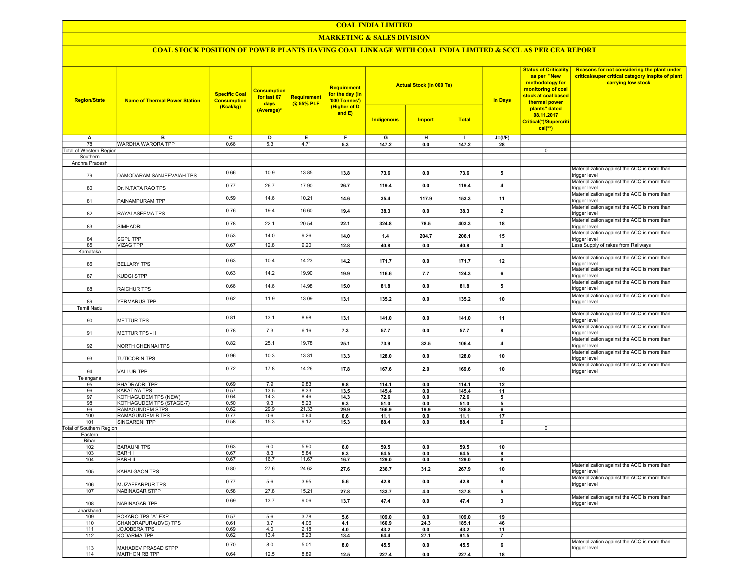# COAL INDIA LIMITED

## MARKETING & SALES DIVISION

### COAL STOCK POSITION OF POWER PLANTS HAVING COAL LINKAGE WITH COAL INDIA LIMITED & SCCL AS PER CEA REPORT

| Region/State | Name of Thermal Power Station | Specific Coal Consumption (Kcal/kg) | Consumption for last 07 days (Average)* | Requirement @ 55% PLF | Requirement for the day (In '000 Tonnes') (Higher of D and E) | Actual Stock (In 000 Te) | | | In Days | Status of Criticality as per "New methodology for monitoring of coal stock at coal based thermal power plants" dated 08.11.2017 Critical(*)/Supercritical(**) | Reasons for not considering the plant under critical/super critical category inspite of plant carrying low stock |
|---|---|---|---|---|---|---|---|---|---|---|---|
| | | | | | | Indigenous | Import | Total | | | |
| A | B | C | D | E | F | G | H | I | J=(I/F) | | |
| 78 | WARDHA WARORA TPP | 0.66 | 5.3 | 4.71 | 5.3 | 147.2 | 0.0 | 147.2 | 28 | | |
| Total of Western Region | | | | | | | | | | 0 | |
| Southern | | | | | | | | | | | |
| Andhra Pradesh | | | | | | | | | | | |
| 79 | DAMODARAM SANJEEVAIAH TPS | 0.66 | 10.9 | 13.85 | 13.8 | 73.6 | 0.0 | 73.6 | 5 | | Materialization against the ACQ is more than trigger level |
| 80 | Dr. N.TATA RAO TPS | 0.77 | 26.7 | 17.90 | 26.7 | 119.4 | 0.0 | 119.4 | 4 | | Materialization against the ACQ is more than trigger level |
| 81 | PAINAMPURAM TPP | 0.59 | 14.6 | 10.21 | 14.6 | 35.4 | 117.9 | 153.3 | 11 | | Materialization against the ACQ is more than trigger level |
| 82 | RAYALASEEMA TPS | 0.76 | 19.4 | 16.60 | 19.4 | 38.3 | 0.0 | 38.3 | 2 | | Materialization against the ACQ is more than trigger level |
| 83 | SIMHADRI | 0.78 | 22.1 | 20.54 | 22.1 | 324.8 | 78.5 | 403.3 | 18 | | Materialization against the ACQ is more than trigger level |
| 84 | SGPL TPP | 0.53 | 14.0 | 9.26 | 14.0 | 1.4 | 204.7 | 206.1 | 15 | | Materialization against the ACQ is more than trigger level |
| 85 | VIZAG TPP | 0.67 | 12.8 | 9.20 | 12.8 | 40.8 | 0.0 | 40.8 | 3 | | Less Supply of rakes from Railways |
| Karnataka | | | | | | | | | | | |
| 86 | BELLARY TPS | 0.63 | 10.4 | 14.23 | 14.2 | 171.7 | 0.0 | 171.7 | 12 | | Materialization against the ACQ is more than trigger level |
| 87 | KUDGI STPP | 0.63 | 14.2 | 19.90 | 19.9 | 116.6 | 7.7 | 124.3 | 6 | | Materialization against the ACQ is more than trigger level |
| 88 | RAICHUR TPS | 0.66 | 14.6 | 14.98 | 15.0 | 81.8 | 0.0 | 81.8 | 5 | | Materialization against the ACQ is more than trigger level |
| 89 | YERMARUS TPP | 0.62 | 11.9 | 13.09 | 13.1 | 135.2 | 0.0 | 135.2 | 10 | | Materialization against the ACQ is more than trigger level |
| Tamil Nadu | | | | | | | | | | | |
| 90 | METTUR TPS | 0.81 | 13.1 | 8.98 | 13.1 | 141.0 | 0.0 | 141.0 | 11 | | Materialization against the ACQ is more than trigger level |
| 91 | METTUR TPS - II | 0.78 | 7.3 | 6.16 | 7.3 | 57.7 | 0.0 | 57.7 | 8 | | Materialization against the ACQ is more than trigger level |
| 92 | NORTH CHENNAI TPS | 0.82 | 25.1 | 19.78 | 25.1 | 73.9 | 32.5 | 106.4 | 4 | | Materialization against the ACQ is more than trigger level |
| 93 | TUTICORIN TPS | 0.96 | 10.3 | 13.31 | 13.3 | 128.0 | 0.0 | 128.0 | 10 | | Materialization against the ACQ is more than trigger level |
| 94 | VALLUR TPP | 0.72 | 17.8 | 14.26 | 17.8 | 167.6 | 2.0 | 169.6 | 10 | | Materialization against the ACQ is more than trigger level |
| Telangana | | | | | | | | | | | |
| 95 | BHADRADRI TPP | 0.69 | 7.9 | 9.83 | 9.8 | 114.1 | 0.0 | 114.1 | 12 | | |
| 96 | KAKATIYA TPS | 0.57 | 13.5 | 8.33 | 13.5 | 145.4 | 0.0 | 145.4 | 11 | | |
| 97 | KOTHAGUDEM TPS (NEW) | 0.64 | 14.3 | 8.46 | 14.3 | 72.6 | 0.0 | 72.6 | 5 | | |
| 98 | KOTHAGUDEM TPS (STAGE-7) | 0.50 | 9.3 | 5.23 | 9.3 | 51.0 | 0.0 | 51.0 | 5 | | |
| 99 | RAMAGUNDEM STPS | 0.62 | 29.9 | 21.33 | 29.9 | 166.9 | 19.9 | 186.8 | 6 | | |
| 100 | RAMAGUNDEM-B TPS | 0.77 | 0.6 | 0.64 | 0.6 | 11.1 | 0.0 | 11.1 | 17 | | |
| 101 | SINGARENI TPP | 0.58 | 15.3 | 9.12 | 15.3 | 88.4 | 0.0 | 88.4 | 6 | | |
| Total of Southern Region | | | | | | | | | | 0 | |
| Eastern | | | | | | | | | | | |
| Bihar | | | | | | | | | | | |
| 102 | BARAUNI TPS | 0.63 | 6.0 | 5.90 | 6.0 | 59.5 | 0.0 | 59.5 | 10 | | |
| 103 | BARH I | 0.67 | 8.3 | 5.84 | 8.3 | 64.5 | 0.0 | 64.5 | 8 | | |
| 104 | BARH II | 0.67 | 16.7 | 11.67 | 16.7 | 129.0 | 0.0 | 129.0 | 8 | | |
| 105 | KAHALGAON TPS | 0.80 | 27.6 | 24.62 | 27.6 | 236.7 | 31.2 | 267.9 | 10 | | Materialization against the ACQ is more than trigger level |
| 106 | MUZAFFARPUR TPS | 0.77 | 5.6 | 3.95 | 5.6 | 42.8 | 0.0 | 42.8 | 8 | | Materialization against the ACQ is more than trigger level |
| 107 | NABINAGAR STPP | 0.58 | 27.8 | 15.21 | 27.8 | 133.7 | 4.0 | 137.8 | 5 | | |
| 108 | NABINAGAR TPP | 0.69 | 13.7 | 9.06 | 13.7 | 47.4 | 0.0 | 47.4 | 3 | | Materialization against the ACQ is more than trigger level |
| Jharkhand | | | | | | | | | | | |
| 109 | BOKARO TPS `A` EXP | 0.57 | 5.6 | 3.78 | 5.6 | 109.0 | 0.0 | 109.0 | 19 | | |
| 110 | CHANDRAPURA(DVC) TPS | 0.61 | 3.7 | 4.06 | 4.1 | 160.9 | 24.3 | 185.1 | 46 | | |
| 111 | JOJOBERA TPS | 0.69 | 4.0 | 2.18 | 4.0 | 43.2 | 0.0 | 43.2 | 11 | | |
| 112 | KODARMA TPP | 0.62 | 13.4 | 8.23 | 13.4 | 64.4 | 27.1 | 91.5 | 7 | | |
| 113 | MAHADEV PRASAD STPP | 0.70 | 8.0 | 5.01 | 8.0 | 45.5 | 0.0 | 45.5 | 6 | | Materialization against the ACQ is more than trigger level |
| 114 | MAITHON RB TPP | 0.64 | 12.5 | 8.89 | 12.5 | 227.4 | 0.0 | 227.4 | 18 | | |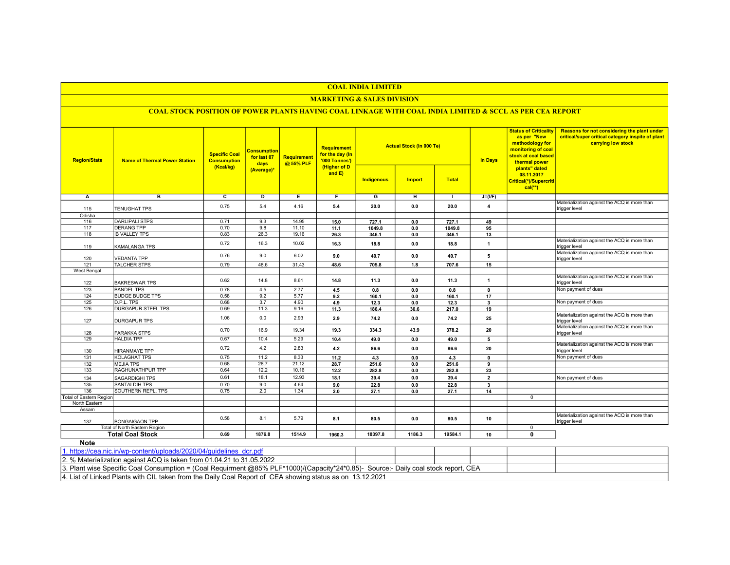# COAL INDIA LIMITED

## MARKETING & SALES DIVISION

### COAL STOCK POSITION OF POWER PLANTS HAVING COAL LINKAGE WITH COAL INDIA LIMITED & SCCL AS PER CEA REPORT

| Region/State | Name of Thermal Power Station | Specific Coal Consumption (Kcal/kg) | Consumption for last 07 days (Average)* | Requirement @ 55% PLF | Requirement for the day (In '000 Tonnes') (Higher of D and E) | Actual Stock (In 000 Te) | | | In Days | Status of Criticality as per "New methodology for monitoring of coal stock at coal based thermal power plants" dated 08.11.2017 Critical(*)/Supercritical(**) | Reasons for not considering the plant under critical/super critical category inspite of plant carrying low stock |
|---|---|---|---|---|---|---|---|---|---|---|---|
| | | | | | | Indigenous | Import | Total | | | |
| A | B | C | D | E | F | G | H | I | J=(I/F) | | |
| 115 | TENUGHAT TPS | 0.75 | 5.4 | 4.16 | 5.4 | 20.0 | 0.0 | 20.0 | 4 | | Materialization against the ACQ is more than trigger level |
| Odisha | | | | | | | | | | | |
| 116 | DARLIPALI STPS | 0.71 | 9.3 | 14.95 | 15.0 | 727.1 | 0.0 | 727.1 | 49 | | |
| 117 | DERANG TPP | 0.70 | 9.8 | 11.10 | 11.1 | 1049.8 | 0.0 | 1049.8 | 95 | | |
| 118 | IB VALLEY TPS | 0.83 | 26.3 | 19.16 | 26.3 | 346.1 | 0.0 | 346.1 | 13 | | |
| 119 | KAMALANGA TPS | 0.72 | 16.3 | 10.02 | 16.3 | 18.8 | 0.0 | 18.8 | 1 | | Materialization against the ACQ is more than trigger level |
| 120 | VEDANTA TPP | 0.76 | 9.0 | 6.02 | 9.0 | 40.7 | 0.0 | 40.7 | 5 | | Materialization against the ACQ is more than trigger level |
| 121 | TALCHER STPS | 0.79 | 48.6 | 31.43 | 48.6 | 705.8 | 1.8 | 707.6 | 15 | | |
| West Bengal | | | | | | | | | | | |
| 122 | BAKRESWAR TPS | 0.62 | 14.8 | 8.61 | 14.8 | 11.3 | 0.0 | 11.3 | 1 | | Materialization against the ACQ is more than trigger level |
| 123 | BANDEL TPS | 0.78 | 4.5 | 2.77 | 4.5 | 0.8 | 0.0 | 0.8 | 0 | | Non payment of dues |
| 124 | BUDGE BUDGE TPS | 0.58 | 9.2 | 5.77 | 9.2 | 160.1 | 0.0 | 160.1 | 17 | | |
| 125 | D.P.L. TPS | 0.68 | 3.7 | 4.90 | 4.9 | 12.3 | 0.0 | 12.3 | 3 | | Non payment of dues |
| 126 | DURGAPUR STEEL TPS | 0.69 | 11.3 | 9.16 | 11.3 | 186.4 | 30.6 | 217.0 | 19 | | |
| 127 | DURGAPUR TPS | 1.06 | 0.0 | 2.93 | 2.9 | 74.2 | 0.0 | 74.2 | 25 | | Materialization against the ACQ is more than trigger level |
| 128 | FARAKKA STPS | 0.70 | 16.9 | 19.34 | 19.3 | 334.3 | 43.9 | 378.2 | 20 | | Materialization against the ACQ is more than trigger level |
| 129 | HALDIA TPP | 0.67 | 10.4 | 5.29 | 10.4 | 49.0 | 0.0 | 49.0 | 5 | | |
| 130 | HIRANMAYE TPP | 0.72 | 4.2 | 2.83 | 4.2 | 86.6 | 0.0 | 86.6 | 20 | | Materialization against the ACQ is more than trigger level |
| 131 | KOLAGHAT TPS | 0.75 | 11.2 | 8.33 | 11.2 | 4.3 | 0.0 | 4.3 | 0 | | Non payment of dues |
| 132 | MEJIA TPS | 0.68 | 28.7 | 21.12 | 28.7 | 251.6 | 0.0 | 251.6 | 9 | | |
| 133 | RAGHUNATHPUR TPP | 0.64 | 12.2 | 10.16 | 12.2 | 282.8 | 0.0 | 282.8 | 23 | | |
| 134 | SAGARDIGHI TPS | 0.61 | 18.1 | 12.93 | 18.1 | 39.4 | 0.0 | 39.4 | 2 | | Non payment of dues |
| 135 | SANTALDIH TPS | 0.70 | 9.0 | 4.64 | 9.0 | 22.8 | 0.0 | 22.8 | 3 | | |
| 136 | SOUTHERN REPL. TPS | 0.75 | 2.0 | 1.34 | 2.0 | 27.1 | 0.0 | 27.1 | 14 | | |
| Total of Eastern Region | | | | | | | | | | 0 | |
| North Eastern | | | | | | | | | | | |
| Assam | | | | | | | | | | | |
| 137 | BONGAIGAON TPP | 0.58 | 8.1 | 5.79 | 8.1 | 80.5 | 0.0 | 80.5 | 10 | | Materialization against the ACQ is more than trigger level |
| Total of North Eastern Region | | | | | | | | | | 0 | |
| **Total Coal Stock** | | 0.69 | 1876.8 | 1514.9 | 1960.3 | 18397.8 | 1186.3 | 19584.1 | 10 | 0 | |

**Note**

1. https://cea.nic.in/wp-content/uploads/2020/04/guidelines_dcr.pdf
2. % Materialization against ACQ is taken from 01.04.21 to 31.05.2022
3. Plant wise Specific Coal Consumption = (Coal Requirment @85% PLF*1000)/(Capacity*24*0.85)- Source:- Daily coal stock report, CEA
4. List of Linked Plants with CIL taken from the Daily Coal Report of CEA showing status as on 13.12.2021